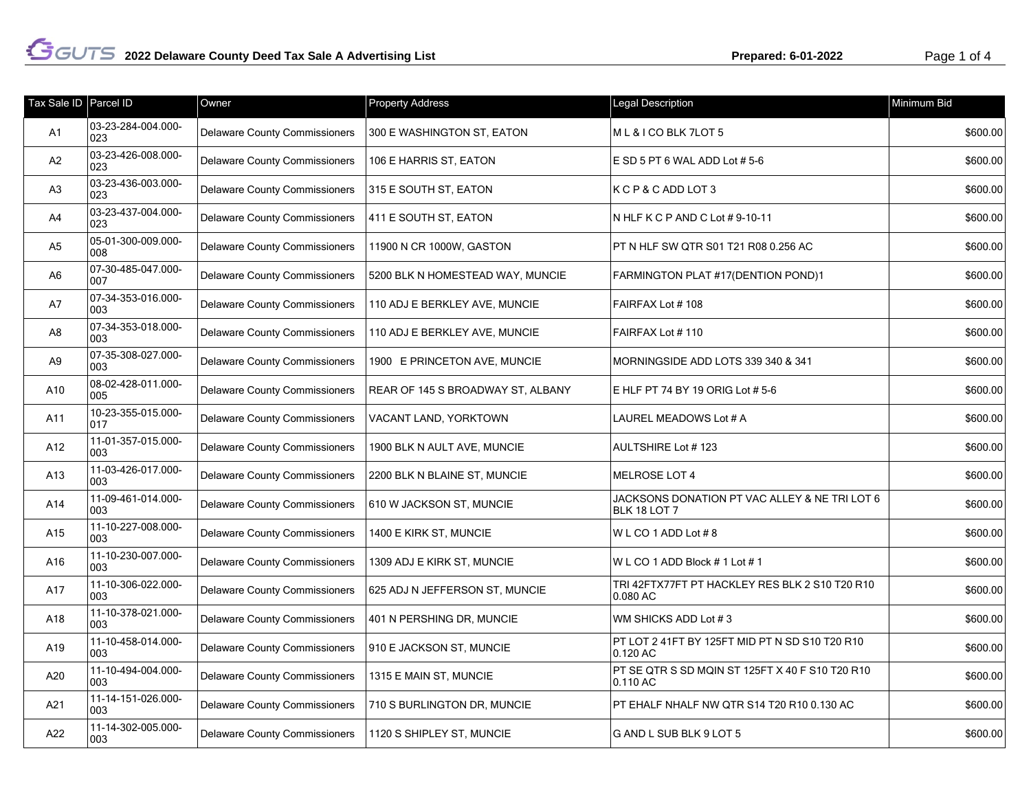# 2022 Delaware County Deed Tax Sale A Advertising List

Prepared: 6-01-2022

| Tax Sale ID | Parcel ID | Owner | Property Address | Legal Description | Minimum Bid |
|---|---|---|---|---|---|
| A1 | 03-23-284-004.000-023 | Delaware County Commissioners | 300 E WASHINGTON ST, EATON | M L & I CO BLK 7LOT 5 | $600.00 |
| A2 | 03-23-426-008.000-023 | Delaware County Commissioners | 106 E HARRIS ST, EATON | E SD 5 PT 6 WAL ADD Lot # 5-6 | $600.00 |
| A3 | 03-23-436-003.000-023 | Delaware County Commissioners | 315 E SOUTH ST, EATON | K C P & C ADD LOT 3 | $600.00 |
| A4 | 03-23-437-004.000-023 | Delaware County Commissioners | 411 E SOUTH ST, EATON | N HLF K C P AND C Lot # 9-10-11 | $600.00 |
| A5 | 05-01-300-009.000-008 | Delaware County Commissioners | 11900 N CR 1000W, GASTON | PT N HLF SW QTR S01 T21 R08 0.256 AC | $600.00 |
| A6 | 07-30-485-047.000-007 | Delaware County Commissioners | 5200 BLK N HOMESTEAD WAY, MUNCIE | FARMINGTON PLAT #17(DENTION POND)1 | $600.00 |
| A7 | 07-34-353-016.000-003 | Delaware County Commissioners | 110 ADJ E BERKLEY AVE, MUNCIE | FAIRFAX Lot # 108 | $600.00 |
| A8 | 07-34-353-018.000-003 | Delaware County Commissioners | 110 ADJ E BERKLEY AVE, MUNCIE | FAIRFAX Lot # 110 | $600.00 |
| A9 | 07-35-308-027.000-003 | Delaware County Commissioners | 1900 E PRINCETON AVE, MUNCIE | MORNINGSIDE ADD LOTS 339 340 & 341 | $600.00 |
| A10 | 08-02-428-011.000-005 | Delaware County Commissioners | REAR OF 145 S BROADWAY ST, ALBANY | E HLF PT 74 BY 19 ORIG Lot # 5-6 | $600.00 |
| A11 | 10-23-355-015.000-017 | Delaware County Commissioners | VACANT LAND, YORKTOWN | LAUREL MEADOWS Lot # A | $600.00 |
| A12 | 11-01-357-015.000-003 | Delaware County Commissioners | 1900 BLK N AULT AVE, MUNCIE | AULTSHIRE Lot # 123 | $600.00 |
| A13 | 11-03-426-017.000-003 | Delaware County Commissioners | 2200 BLK N BLAINE ST, MUNCIE | MELROSE LOT 4 | $600.00 |
| A14 | 11-09-461-014.000-003 | Delaware County Commissioners | 610 W JACKSON ST, MUNCIE | JACKSONS DONATION PT VAC ALLEY & NE TRI LOT 6 BLK 18 LOT 7 | $600.00 |
| A15 | 11-10-227-008.000-003 | Delaware County Commissioners | 1400 E KIRK ST, MUNCIE | W L CO 1 ADD Lot # 8 | $600.00 |
| A16 | 11-10-230-007.000-003 | Delaware County Commissioners | 1309 ADJ E KIRK ST, MUNCIE | W L CO 1 ADD Block # 1 Lot # 1 | $600.00 |
| A17 | 11-10-306-022.000-003 | Delaware County Commissioners | 625 ADJ N JEFFERSON ST, MUNCIE | TRI 42FTX77FT PT HACKLEY RES BLK 2 S10 T20 R10 0.080 AC | $600.00 |
| A18 | 11-10-378-021.000-003 | Delaware County Commissioners | 401 N PERSHING DR, MUNCIE | WM SHICKS ADD Lot # 3 | $600.00 |
| A19 | 11-10-458-014.000-003 | Delaware County Commissioners | 910 E JACKSON ST, MUNCIE | PT LOT 2 41FT BY 125FT MID PT N SD S10 T20 R10 0.120 AC | $600.00 |
| A20 | 11-10-494-004.000-003 | Delaware County Commissioners | 1315 E MAIN ST, MUNCIE | PT SE QTR S SD MQIN ST 125FT X 40 F S10 T20 R10 0.110 AC | $600.00 |
| A21 | 11-14-151-026.000-003 | Delaware County Commissioners | 710 S BURLINGTON DR, MUNCIE | PT EHALF NHALF NW QTR S14 T20 R10 0.130 AC | $600.00 |
| A22 | 11-14-302-005.000-003 | Delaware County Commissioners | 1120 S SHIPLEY ST, MUNCIE | G AND L SUB BLK 9 LOT 5 | $600.00 |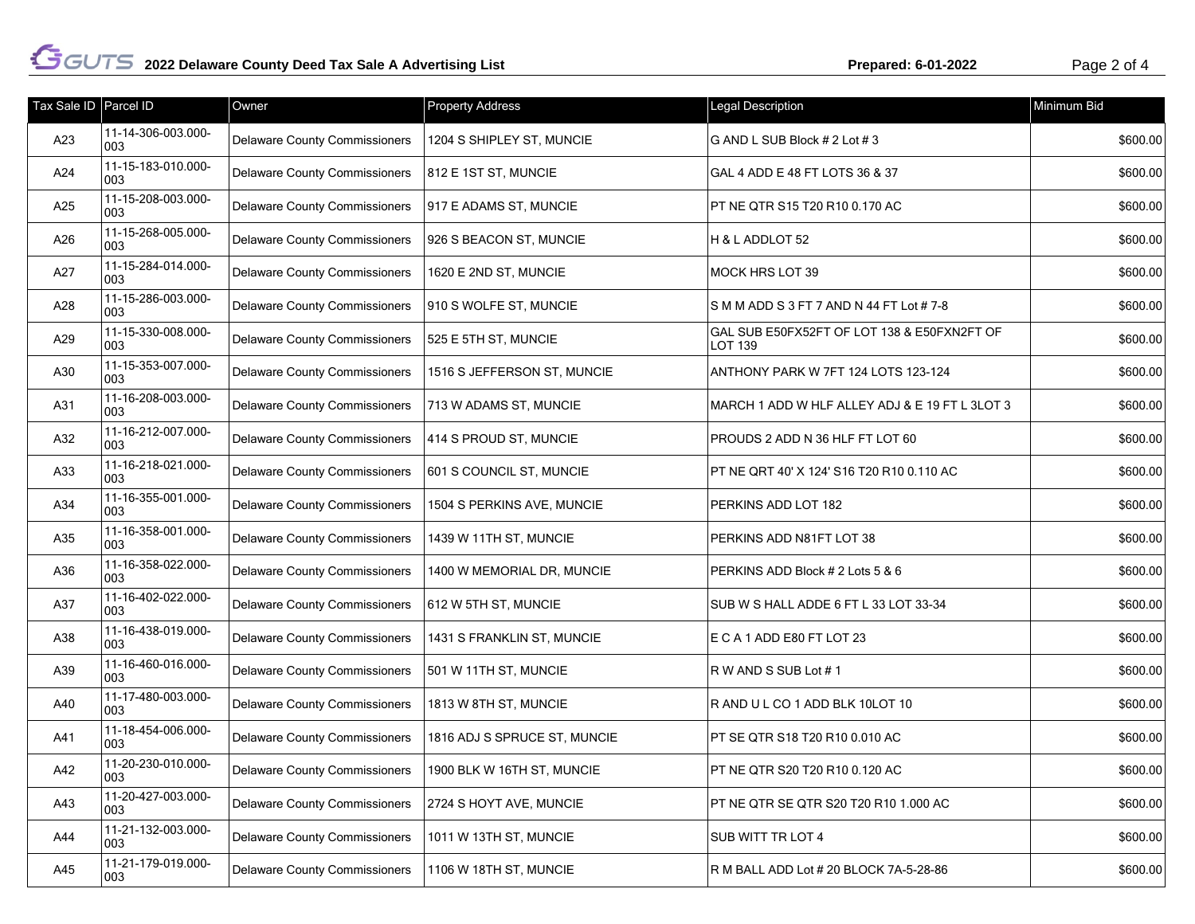| Tax Sale ID | Parcel ID | Owner | Property Address | Legal Description | Minimum Bid |
|---|---|---|---|---|---|
| A23 | 11-14-306-003.000-003 | Delaware County Commissioners | 1204 S SHIPLEY ST, MUNCIE | G AND L SUB Block # 2 Lot # 3 | $600.00 |
| A24 | 11-15-183-010.000-003 | Delaware County Commissioners | 812 E 1ST ST, MUNCIE | GAL 4 ADD E 48 FT LOTS 36 & 37 | $600.00 |
| A25 | 11-15-208-003.000-003 | Delaware County Commissioners | 917 E ADAMS ST, MUNCIE | PT NE QTR S15 T20 R10 0.170 AC | $600.00 |
| A26 | 11-15-268-005.000-003 | Delaware County Commissioners | 926 S BEACON ST, MUNCIE | H & L ADDLOT 52 | $600.00 |
| A27 | 11-15-284-014.000-003 | Delaware County Commissioners | 1620 E 2ND ST, MUNCIE | MOCK HRS LOT 39 | $600.00 |
| A28 | 11-15-286-003.000-003 | Delaware County Commissioners | 910 S WOLFE ST, MUNCIE | S M M ADD S 3 FT 7 AND N 44 FT Lot # 7-8 | $600.00 |
| A29 | 11-15-330-008.000-003 | Delaware County Commissioners | 525 E 5TH ST, MUNCIE | GAL SUB E50FX52FT OF LOT 138 & E50FXN2FT OF LOT 139 | $600.00 |
| A30 | 11-15-353-007.000-003 | Delaware County Commissioners | 1516 S JEFFERSON ST, MUNCIE | ANTHONY PARK W 7FT 124 LOTS 123-124 | $600.00 |
| A31 | 11-16-208-003.000-003 | Delaware County Commissioners | 713 W ADAMS ST, MUNCIE | MARCH 1 ADD W HLF ALLEY ADJ & E 19 FT L 3LOT 3 | $600.00 |
| A32 | 11-16-212-007.000-003 | Delaware County Commissioners | 414 S PROUD ST, MUNCIE | PROUDS 2 ADD N 36 HLF FT LOT 60 | $600.00 |
| A33 | 11-16-218-021.000-003 | Delaware County Commissioners | 601 S COUNCIL ST, MUNCIE | PT NE QRT 40' X 124' S16 T20 R10 0.110 AC | $600.00 |
| A34 | 11-16-355-001.000-003 | Delaware County Commissioners | 1504 S PERKINS AVE, MUNCIE | PERKINS ADD LOT 182 | $600.00 |
| A35 | 11-16-358-001.000-003 | Delaware County Commissioners | 1439 W 11TH ST, MUNCIE | PERKINS ADD N81FT LOT 38 | $600.00 |
| A36 | 11-16-358-022.000-003 | Delaware County Commissioners | 1400 W MEMORIAL DR, MUNCIE | PERKINS ADD Block # 2 Lots 5 & 6 | $600.00 |
| A37 | 11-16-402-022.000-003 | Delaware County Commissioners | 612 W 5TH ST, MUNCIE | SUB W S HALL ADDE 6 FT L 33 LOT 33-34 | $600.00 |
| A38 | 11-16-438-019.000-003 | Delaware County Commissioners | 1431 S FRANKLIN ST, MUNCIE | E C A 1 ADD E80 FT LOT 23 | $600.00 |
| A39 | 11-16-460-016.000-003 | Delaware County Commissioners | 501 W 11TH ST, MUNCIE | R W AND S SUB Lot # 1 | $600.00 |
| A40 | 11-17-480-003.000-003 | Delaware County Commissioners | 1813 W 8TH ST, MUNCIE | R AND U L CO 1 ADD BLK 10LOT 10 | $600.00 |
| A41 | 11-18-454-006.000-003 | Delaware County Commissioners | 1816 ADJ S SPRUCE ST, MUNCIE | PT SE QTR S18 T20 R10 0.010 AC | $600.00 |
| A42 | 11-20-230-010.000-003 | Delaware County Commissioners | 1900 BLK W 16TH ST, MUNCIE | PT NE QTR S20 T20 R10 0.120 AC | $600.00 |
| A43 | 11-20-427-003.000-003 | Delaware County Commissioners | 2724 S HOYT AVE, MUNCIE | PT NE QTR SE QTR S20 T20 R10 1.000 AC | $600.00 |
| A44 | 11-21-132-003.000-003 | Delaware County Commissioners | 1011 W 13TH ST, MUNCIE | SUB WITT TR LOT 4 | $600.00 |
| A45 | 11-21-179-019.000-003 | Delaware County Commissioners | 1106 W 18TH ST, MUNCIE | R M BALL ADD Lot # 20 BLOCK 7A-5-28-86 | $600.00 |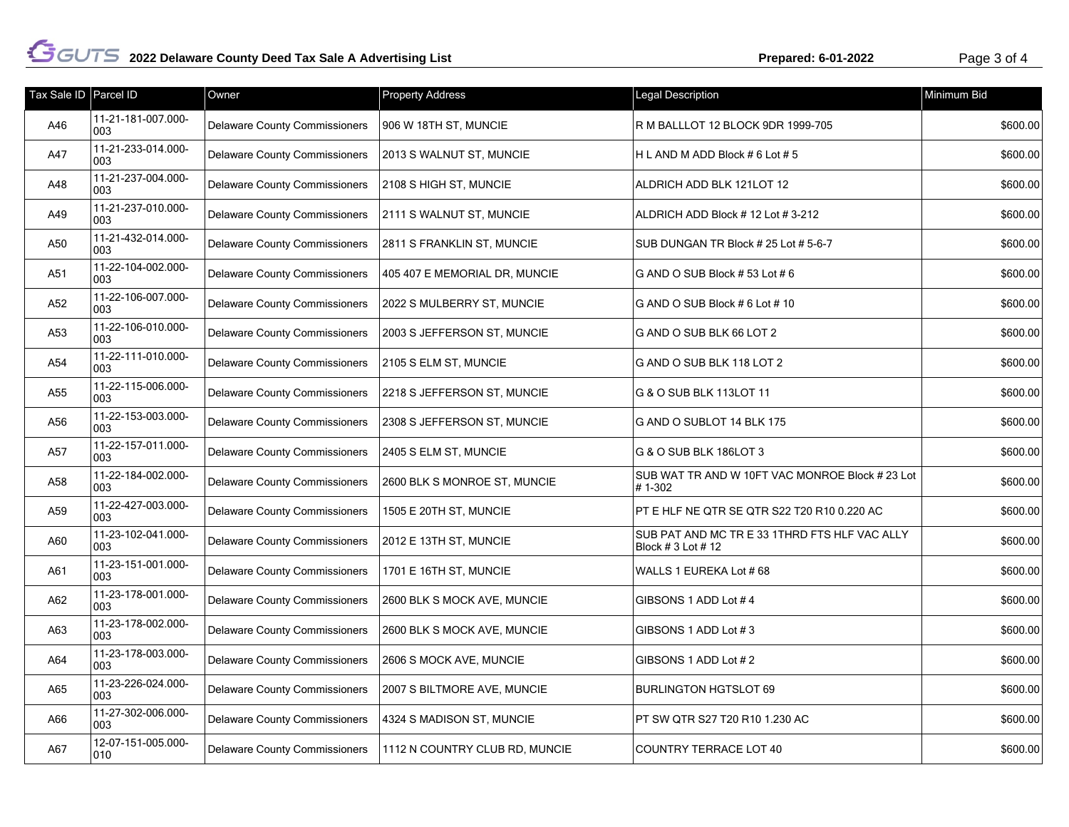| Tax Sale ID | Parcel ID | Owner | Property Address | Legal Description | Minimum Bid |
|---|---|---|---|---|---|
| A46 | 11-21-181-007.000-003 | Delaware County Commissioners | 906 W 18TH ST, MUNCIE | R M BALLLOT 12 BLOCK 9DR 1999-705 | $600.00 |
| A47 | 11-21-233-014.000-003 | Delaware County Commissioners | 2013 S WALNUT ST, MUNCIE | H L AND M ADD Block # 6 Lot # 5 | $600.00 |
| A48 | 11-21-237-004.000-003 | Delaware County Commissioners | 2108 S HIGH ST, MUNCIE | ALDRICH ADD BLK 121LOT 12 | $600.00 |
| A49 | 11-21-237-010.000-003 | Delaware County Commissioners | 2111 S WALNUT ST, MUNCIE | ALDRICH ADD Block # 12 Lot # 3-212 | $600.00 |
| A50 | 11-21-432-014.000-003 | Delaware County Commissioners | 2811 S FRANKLIN ST, MUNCIE | SUB DUNGAN TR Block # 25 Lot # 5-6-7 | $600.00 |
| A51 | 11-22-104-002.000-003 | Delaware County Commissioners | 405 407 E MEMORIAL DR, MUNCIE | G AND O SUB Block # 53 Lot # 6 | $600.00 |
| A52 | 11-22-106-007.000-003 | Delaware County Commissioners | 2022 S MULBERRY ST, MUNCIE | G AND O SUB Block # 6 Lot # 10 | $600.00 |
| A53 | 11-22-106-010.000-003 | Delaware County Commissioners | 2003 S JEFFERSON ST, MUNCIE | G AND O SUB BLK 66 LOT 2 | $600.00 |
| A54 | 11-22-111-010.000-003 | Delaware County Commissioners | 2105 S ELM ST, MUNCIE | G AND O SUB BLK 118 LOT 2 | $600.00 |
| A55 | 11-22-115-006.000-003 | Delaware County Commissioners | 2218 S JEFFERSON ST, MUNCIE | G & O SUB BLK 113LOT 11 | $600.00 |
| A56 | 11-22-153-003.000-003 | Delaware County Commissioners | 2308 S JEFFERSON ST, MUNCIE | G AND O SUBLOT 14 BLK 175 | $600.00 |
| A57 | 11-22-157-011.000-003 | Delaware County Commissioners | 2405 S ELM ST, MUNCIE | G & O SUB BLK 186LOT 3 | $600.00 |
| A58 | 11-22-184-002.000-003 | Delaware County Commissioners | 2600 BLK S MONROE ST, MUNCIE | SUB WAT TR AND W 10FT VAC MONROE Block # 23 Lot # 1-302 | $600.00 |
| A59 | 11-22-427-003.000-003 | Delaware County Commissioners | 1505 E 20TH ST, MUNCIE | PT E HLF NE QTR SE QTR S22 T20 R10 0.220 AC | $600.00 |
| A60 | 11-23-102-041.000-003 | Delaware County Commissioners | 2012 E 13TH ST, MUNCIE | SUB PAT AND MC TR E 33 1THRD FTS HLF VAC ALLY Block # 3 Lot # 12 | $600.00 |
| A61 | 11-23-151-001.000-003 | Delaware County Commissioners | 1701 E 16TH ST, MUNCIE | WALLS 1 EUREKA Lot # 68 | $600.00 |
| A62 | 11-23-178-001.000-003 | Delaware County Commissioners | 2600 BLK S MOCK AVE, MUNCIE | GIBSONS 1 ADD Lot # 4 | $600.00 |
| A63 | 11-23-178-002.000-003 | Delaware County Commissioners | 2600 BLK S MOCK AVE, MUNCIE | GIBSONS 1 ADD Lot # 3 | $600.00 |
| A64 | 11-23-178-003.000-003 | Delaware County Commissioners | 2606 S MOCK AVE, MUNCIE | GIBSONS 1 ADD Lot # 2 | $600.00 |
| A65 | 11-23-226-024.000-003 | Delaware County Commissioners | 2007 S BILTMORE AVE, MUNCIE | BURLINGTON HGTSLOT 69 | $600.00 |
| A66 | 11-27-302-006.000-003 | Delaware County Commissioners | 4324 S MADISON ST, MUNCIE | PT SW QTR S27 T20 R10 1.230 AC | $600.00 |
| A67 | 12-07-151-005.000-010 | Delaware County Commissioners | 1112 N COUNTRY CLUB RD, MUNCIE | COUNTRY TERRACE LOT 40 | $600.00 |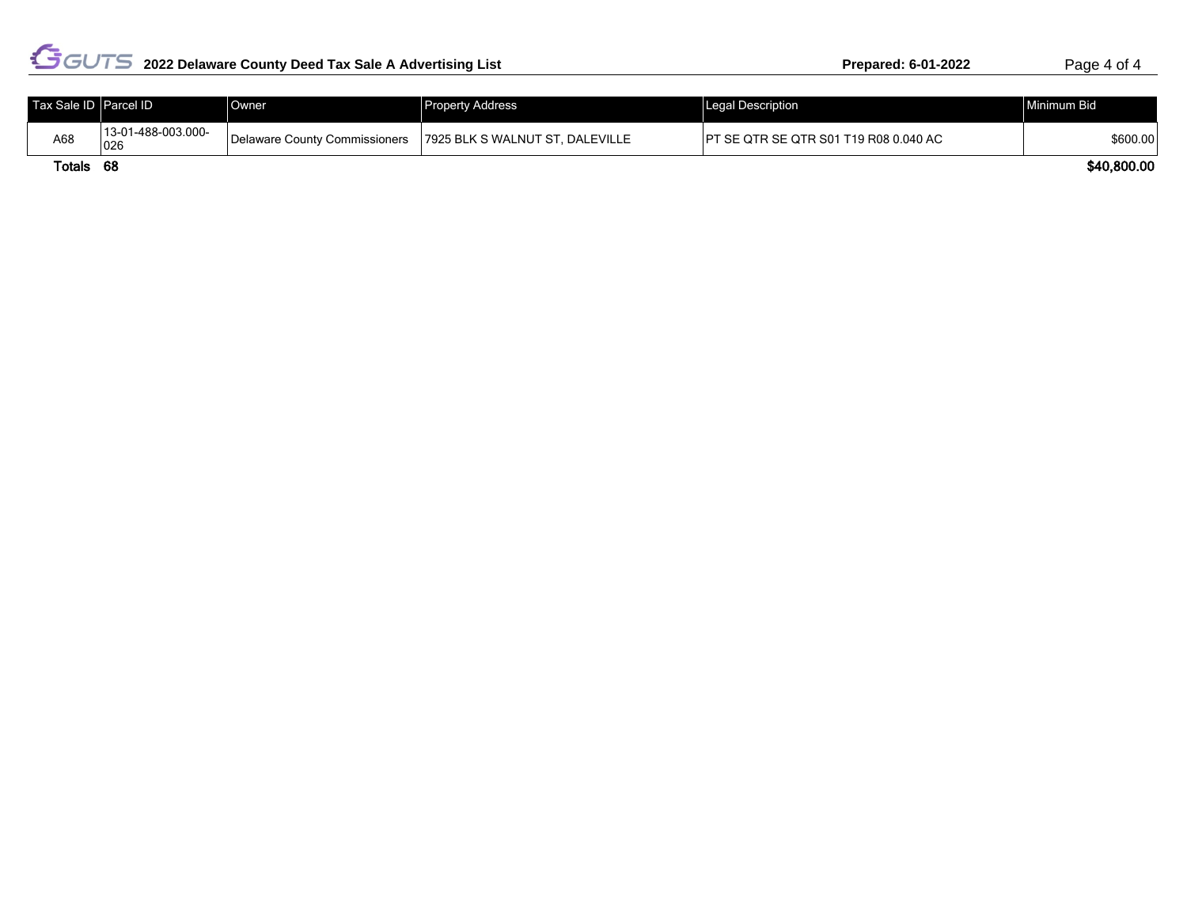| Tax Sale ID | Parcel ID | Owner | Property Address | Legal Description | Minimum Bid |
| --- | --- | --- | --- | --- | --- |
| A68 | 13-01-488-003.000-026 | Delaware County Commissioners | 7925 BLK S WALNUT ST, DALEVILLE | PT SE QTR SE QTR S01 T19 R08 0.040 AC | $600.00 |
| **Totals** | **68** | | | | **$40,800.00** |